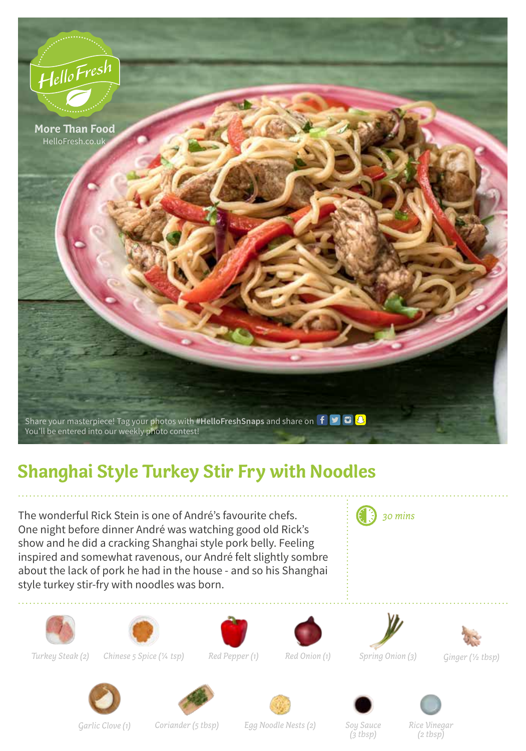HelloFresh

More Than Food
HelloFresh.co.uk

Share your masterpiece! Tag your photos with **#HelloFreshSnaps** and share on
You'll be entered into our weekly photo contest!

# Shanghai Style Turkey Stir Fry with Noodles

The wonderful Rick Stein is one of André's favourite chefs. One night before dinner André was watching good old Rick's show and he did a cracking Shanghai style pork belly. Feeling inspired and somewhat ravenous, our André felt slightly sombre about the lack of pork he had in the house - and so his Shanghai style turkey stir-fry with noodles was born.

*30 mins*

- *Turkey Steak (2)*
- *Chinese 5 Spice (¼ tsp)*
- *Red Pepper (1)*
- *Red Onion (1)*
- *Spring Onion (3)*
- *Ginger (½ tbsp)*
- *Garlic Clove (1)*
- *Coriander (5 tbsp)*
- *Egg Noodle Nests (2)*
- *Soy Sauce (3 tbsp)*
- *Rice Vinegar (2 tbsp)*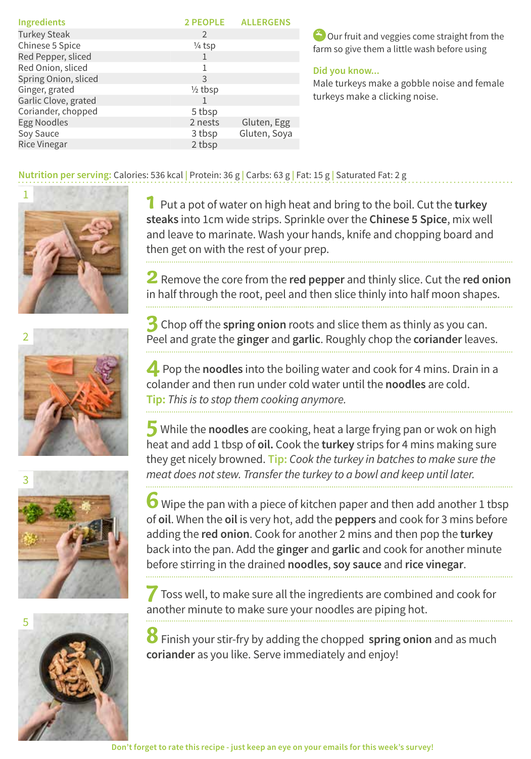| Ingredients | 2 PEOPLE | ALLERGENS |
|---|---|---|
| Turkey Steak | 2 | |
| Chinese 5 Spice | ¼ tsp | |
| Red Pepper, sliced | 1 | |
| Red Onion, sliced | 1 | |
| Spring Onion, sliced | 3 | |
| Ginger, grated | ½ tbsp | |
| Garlic Clove, grated | 1 | |
| Coriander, chopped | 5 tbsp | |
| Egg Noodles | 2 nests | Gluten, Egg |
| Soy Sauce | 3 tbsp | Gluten, Soya |
| Rice Vinegar | 2 tbsp | |

Our fruit and veggies come straight from the farm so give them a little wash before using

**Did you know...**

Male turkeys make a gobble noise and female turkeys make a clicking noise.

**Nutrition per serving:** Calories: 536 kcal | Protein: 36 g | Carbs: 63 g | Fat: 15 g | Saturated Fat: 2 g

1

2

3

5

**1** Put a pot of water on high heat and bring to the boil. Cut the **turkey steaks** into 1cm wide strips. Sprinkle over the **Chinese 5 Spice**, mix well and leave to marinate. Wash your hands, knife and chopping board and then get on with the rest of your prep.

**2** Remove the core from the **red pepper** and thinly slice. Cut the **red onion** in half through the root, peel and then slice thinly into half moon shapes.

**3** Chop off the **spring onion** roots and slice them as thinly as you can. Peel and grate the **ginger** and **garlic**. Roughly chop the **coriander** leaves.

**4** Pop the **noodles** into the boiling water and cook for 4 mins. Drain in a colander and then run under cold water until the **noodles** are cold. **Tip:** *This is to stop them cooking anymore.*

**5** While the **noodles** are cooking, heat a large frying pan or wok on high heat and add 1 tbsp of **oil.** Cook the **turkey** strips for 4 mins making sure they get nicely browned. **Tip:** *Cook the turkey in batches to make sure the meat does not stew. Transfer the turkey to a bowl and keep until later.*

**6** Wipe the pan with a piece of kitchen paper and then add another 1 tbsp of **oil**. When the **oil** is very hot, add the **peppers** and cook for 3 mins before adding the **red onion**. Cook for another 2 mins and then pop the **turkey** back into the pan. Add the **ginger** and **garlic** and cook for another minute before stirring in the drained **noodles**, **soy sauce** and **rice vinegar**.

**7** Toss well, to make sure all the ingredients are combined and cook for another minute to make sure your noodles are piping hot.

**8** Finish your stir-fry by adding the chopped **spring onion** and as much **coriander** as you like. Serve immediately and enjoy!

**Don't forget to rate this recipe - just keep an eye on your emails for this week's survey!**